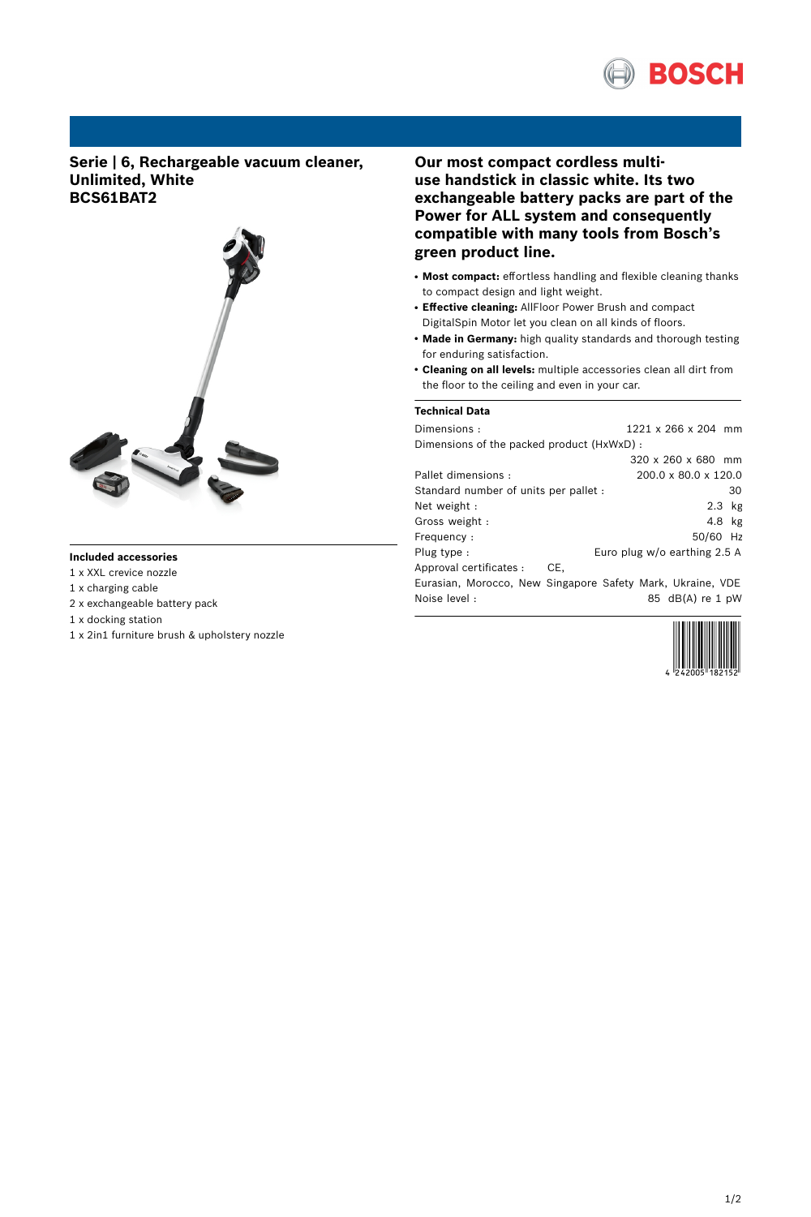# Serie | 6, Rechargeable vacuum cleaner, Unlimited, White
## BCS61BAT2

### Included accessories

1 x XXL crevice nozzle
1 x charging cable
2 x exchangeable battery pack
1 x docking station
1 x 2in1 furniture brush & upholstery nozzle

## Our most compact cordless multi-use handstick in classic white. Its two exchangeable battery packs are part of the Power for ALL system and consequently compatible with many tools from Bosch's green product line.

- **Most compact:** effortless handling and flexible cleaning thanks to compact design and light weight.
- **Effective cleaning:** AllFloor Power Brush and compact DigitalSpin Motor let you clean on all kinds of floors.
- **Made in Germany:** high quality standards and thorough testing for enduring satisfaction.
- **Cleaning on all levels:** multiple accessories clean all dirt from the floor to the ceiling and even in your car.

### Technical Data

| | |
|---|---|
| Dimensions : | 1221 x 266 x 204 mm |
| Dimensions of the packed product (HxWxD) : | 320 x 260 x 680 mm |
| Pallet dimensions : | 200.0 x 80.0 x 120.0 |
| Standard number of units per pallet : | 30 |
| Net weight : | 2.3 kg |
| Gross weight : | 4.8 kg |
| Frequency : | 50/60 Hz |
| Plug type : | Euro plug w/o earthing 2.5 A |
| Approval certificates : | CE, Eurasian, Morocco, New Singapore Safety Mark, Ukraine, VDE |
| Noise level : | 85 dB(A) re 1 pW |

4 242005 182152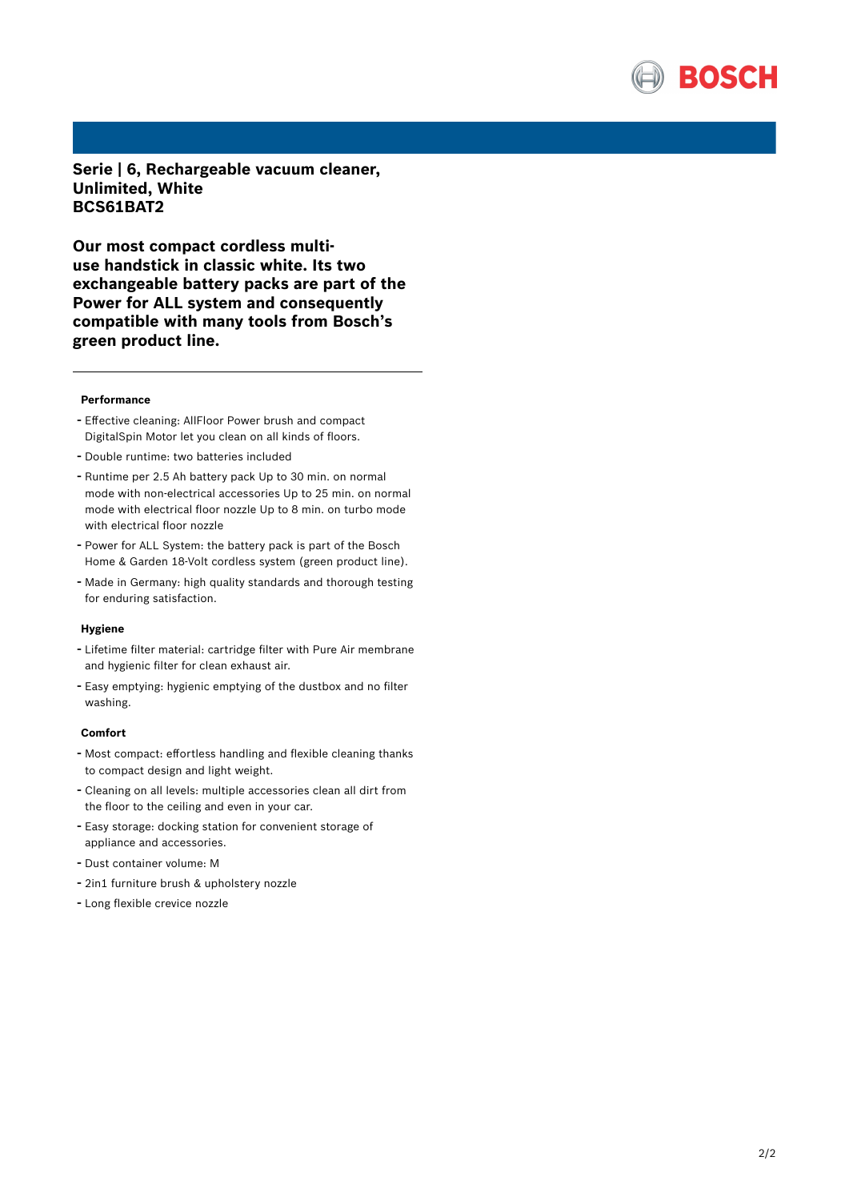**Serie | 6, Rechargeable vacuum cleaner, Unlimited, White**
**BCS61BAT2**

**Our most compact cordless multi-use handstick in classic white. Its two exchangeable battery packs are part of the Power for ALL system and consequently compatible with many tools from Bosch's green product line.**

---

### Performance

- Effective cleaning: AllFloor Power brush and compact DigitalSpin Motor let you clean on all kinds of floors.
- Double runtime: two batteries included
- Runtime per 2.5 Ah battery pack Up to 30 min. on normal mode with non-electrical accessories Up to 25 min. on normal mode with electrical floor nozzle Up to 8 min. on turbo mode with electrical floor nozzle
- Power for ALL System: the battery pack is part of the Bosch Home & Garden 18-Volt cordless system (green product line).
- Made in Germany: high quality standards and thorough testing for enduring satisfaction.

### Hygiene

- Lifetime filter material: cartridge filter with Pure Air membrane and hygienic filter for clean exhaust air.
- Easy emptying: hygienic emptying of the dustbox and no filter washing.

### Comfort

- Most compact: effortless handling and flexible cleaning thanks to compact design and light weight.
- Cleaning on all levels: multiple accessories clean all dirt from the floor to the ceiling and even in your car.
- Easy storage: docking station for convenient storage of appliance and accessories.
- Dust container volume: M
- 2in1 furniture brush & upholstery nozzle
- Long flexible crevice nozzle